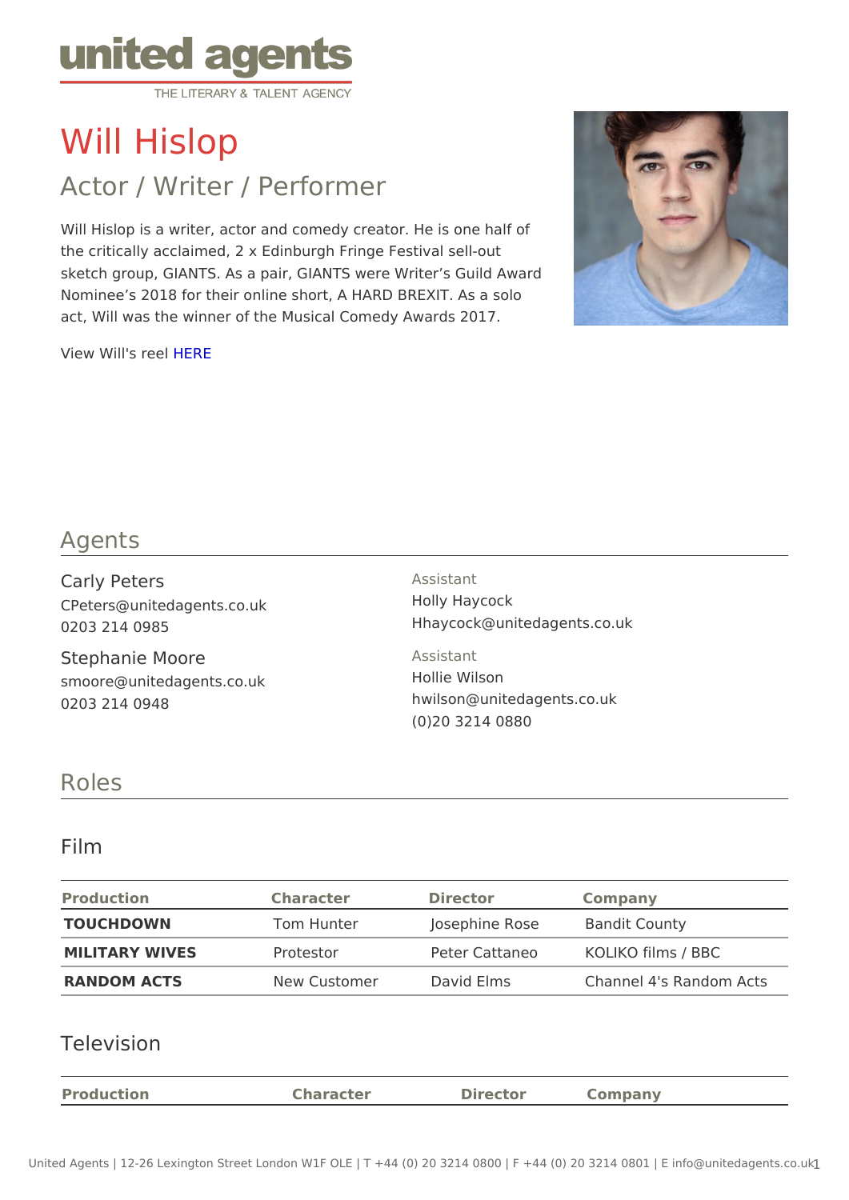united agents
THE LITERARY & TALENT AGENCY

# Will Hislop

## Actor / Writer / Performer

Will Hislop is a writer, actor and comedy creator. He is one half of the critically acclaimed, 2 x Edinburgh Fringe Festival sell-out sketch group, GIANTS. As a pair, GIANTS were Writer's Guild Award Nominee's 2018 for their online short, A HARD BREXIT. As a solo act, Will was the winner of the Musical Comedy Awards 2017.

View Will's reel HERE

## Agents

**Carly Peters**
CPeters@unitedagents.co.uk
0203 214 0985

Assistant
Holly Haycock
Hhaycock@unitedagents.co.uk

**Stephanie Moore**
smoore@unitedagents.co.uk
0203 214 0948

Assistant
Hollie Wilson
hwilson@unitedagents.co.uk
(0)20 3214 0880

## Roles

### Film

| Production | Character | Director | Company |
| --- | --- | --- | --- |
| **TOUCHDOWN** | Tom Hunter | Josephine Rose | Bandit County |
| **MILITARY WIVES** | Protestor | Peter Cattaneo | KOLIKO films / BBC |
| **RANDOM ACTS** | New Customer | David Elms | Channel 4's Random Acts |

### Television

| Production | Character | Director | Company |
| --- | --- | --- | --- |

United Agents | 12-26 Lexington Street London W1F OLE | T +44 (0) 20 3214 0800 | F +44 (0) 20 3214 0801 | E info@unitedagents.co.uk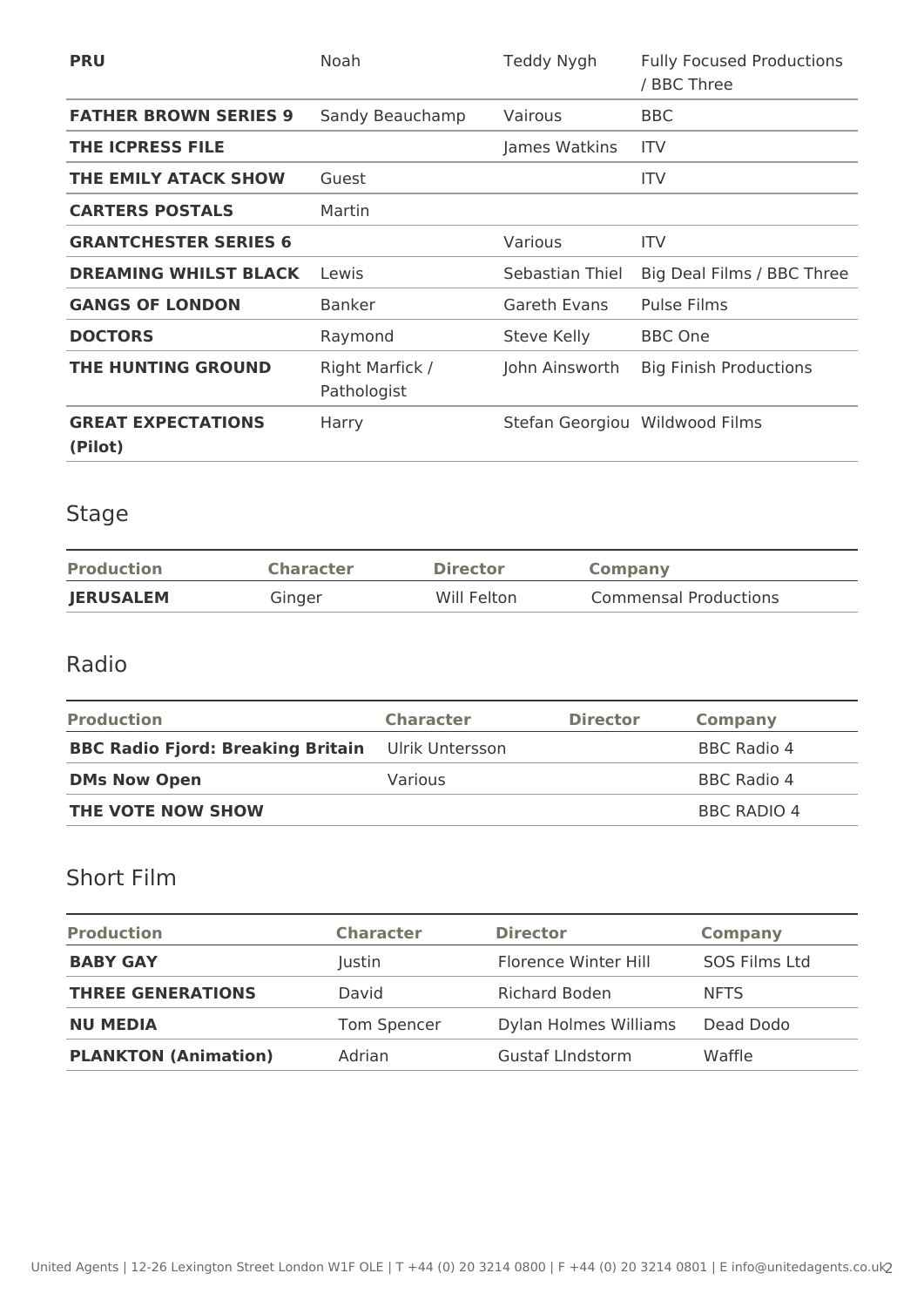| | | | |
|---|---|---|---|
| **PRU** | Noah | Teddy Nygh | Fully Focused Productions / BBC Three |
| **FATHER BROWN SERIES 9** | Sandy Beauchamp | Vairous | BBC |
| **THE ICPRESS FILE** | | James Watkins | ITV |
| **THE EMILY ATACK SHOW** | Guest | | ITV |
| **CARTERS POSTALS** | Martin | | |
| **GRANTCHESTER SERIES 6** | | Various | ITV |
| **DREAMING WHILST BLACK** | Lewis | Sebastian Thiel | Big Deal Films / BBC Three |
| **GANGS OF LONDON** | Banker | Gareth Evans | Pulse Films |
| **DOCTORS** | Raymond | Steve Kelly | BBC One |
| **THE HUNTING GROUND** | Right Marfick / Pathologist | John Ainsworth | Big Finish Productions |
| **GREAT EXPECTATIONS (Pilot)** | Harry | Stefan Georgiou | Wildwood Films |

## Stage

| Production | Character | Director | Company |
|---|---|---|---|
| **JERUSALEM** | Ginger | Will Felton | Commensal Productions |

## Radio

| Production | Character | Director | Company |
|---|---|---|---|
| **BBC Radio Fjord: Breaking Britain** | Ulrik Untersson | | BBC Radio 4 |
| **DMs Now Open** | Various | | BBC Radio 4 |
| **THE VOTE NOW SHOW** | | | BBC RADIO 4 |

## Short Film

| Production | Character | Director | Company |
|---|---|---|---|
| **BABY GAY** | Justin | Florence Winter Hill | SOS Films Ltd |
| **THREE GENERATIONS** | David | Richard Boden | NFTS |
| **NU MEDIA** | Tom Spencer | Dylan Holmes Williams | Dead Dodo |
| **PLANKTON (Animation)** | Adrian | Gustaf LIndstorm | Waffle |

United Agents | 12-26 Lexington Street London W1F OLE | T +44 (0) 20 3214 0800 | F +44 (0) 20 3214 0801 | E info@unitedagents.co.uk